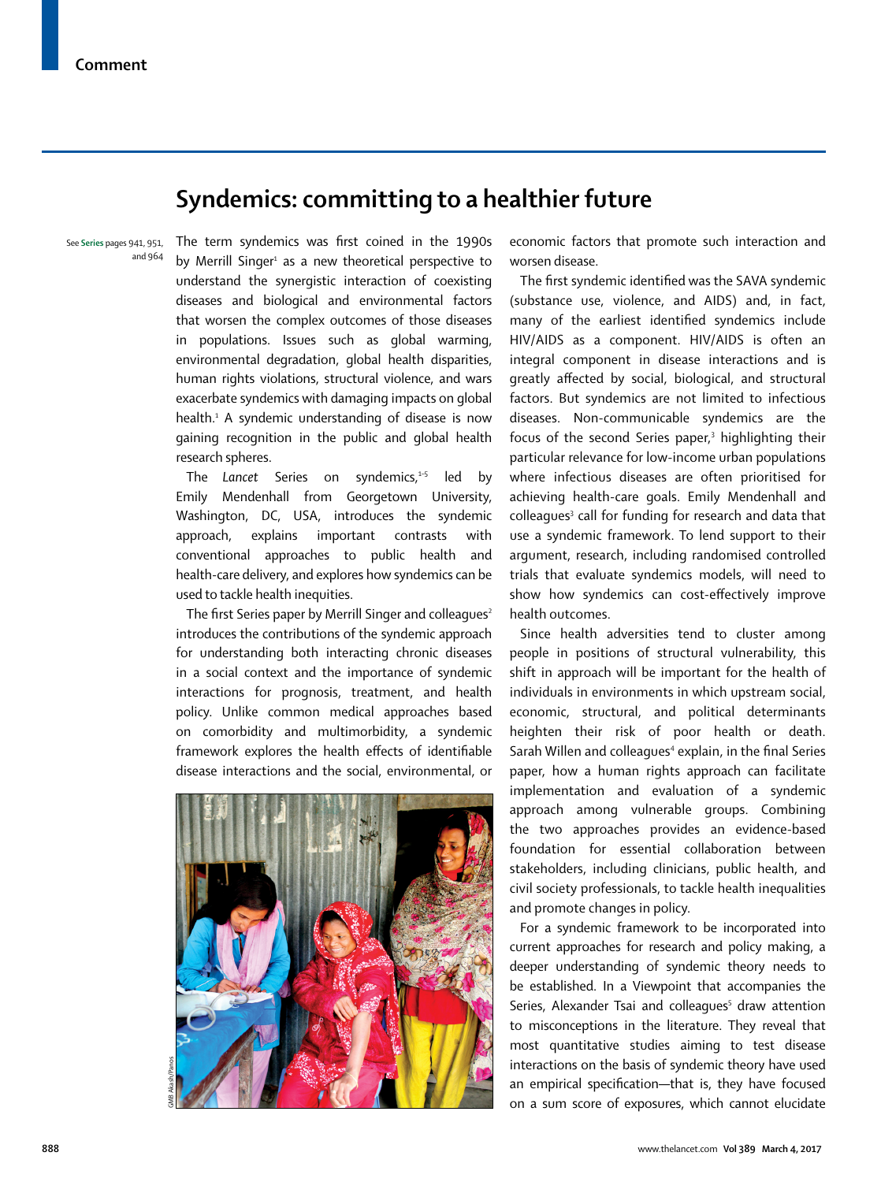# Syndemics: committing to a healthier future

See **Series** pages 941, 951, and 964

The term syndemics was first coined in the 1990s by Merrill Singer[1] as a new theoretical perspective to understand the synergistic interaction of coexisting diseases and biological and environmental factors that worsen the complex outcomes of those diseases in populations. Issues such as global warming, environmental degradation, global health disparities, human rights violations, structural violence, and wars exacerbate syndemics with damaging impacts on global health.[1] A syndemic understanding of disease is now gaining recognition in the public and global health research spheres.

The *Lancet* Series on syndemics,[1–5] led by Emily Mendenhall from Georgetown University, Washington, DC, USA, introduces the syndemic approach, explains important contrasts with conventional approaches to public health and health-care delivery, and explores how syndemics can be used to tackle health inequities.

The first Series paper by Merrill Singer and colleagues[2] introduces the contributions of the syndemic approach for understanding both interacting chronic diseases in a social context and the importance of syndemic interactions for prognosis, treatment, and health policy. Unlike common medical approaches based on comorbidity and multimorbidity, a syndemic framework explores the health effects of identifiable disease interactions and the social, environmental, or economic factors that promote such interaction and worsen disease.

GMB Akash/Panos

The first syndemic identified was the SAVA syndemic (substance use, violence, and AIDS) and, in fact, many of the earliest identified syndemics include HIV/AIDS as a component. HIV/AIDS is often an integral component in disease interactions and is greatly affected by social, biological, and structural factors. But syndemics are not limited to infectious diseases. Non-communicable syndemics are the focus of the second Series paper,[3] highlighting their particular relevance for low-income urban populations where infectious diseases are often prioritised for achieving health-care goals. Emily Mendenhall and colleagues[3] call for funding for research and data that use a syndemic framework. To lend support to their argument, research, including randomised controlled trials that evaluate syndemics models, will need to show how syndemics can cost-effectively improve health outcomes.

Since health adversities tend to cluster among people in positions of structural vulnerability, this shift in approach will be important for the health of individuals in environments in which upstream social, economic, structural, and political determinants heighten their risk of poor health or death. Sarah Willen and colleagues[4] explain, in the final Series paper, how a human rights approach can facilitate implementation and evaluation of a syndemic approach among vulnerable groups. Combining the two approaches provides an evidence-based foundation for essential collaboration between stakeholders, including clinicians, public health, and civil society professionals, to tackle health inequalities and promote changes in policy.

For a syndemic framework to be incorporated into current approaches for research and policy making, a deeper understanding of syndemic theory needs to be established. In a Viewpoint that accompanies the Series, Alexander Tsai and colleagues[5] draw attention to misconceptions in the literature. They reveal that most quantitative studies aiming to test disease interactions on the basis of syndemic theory have used an empirical specification—that is, they have focused on a sum score of exposures, which cannot elucidate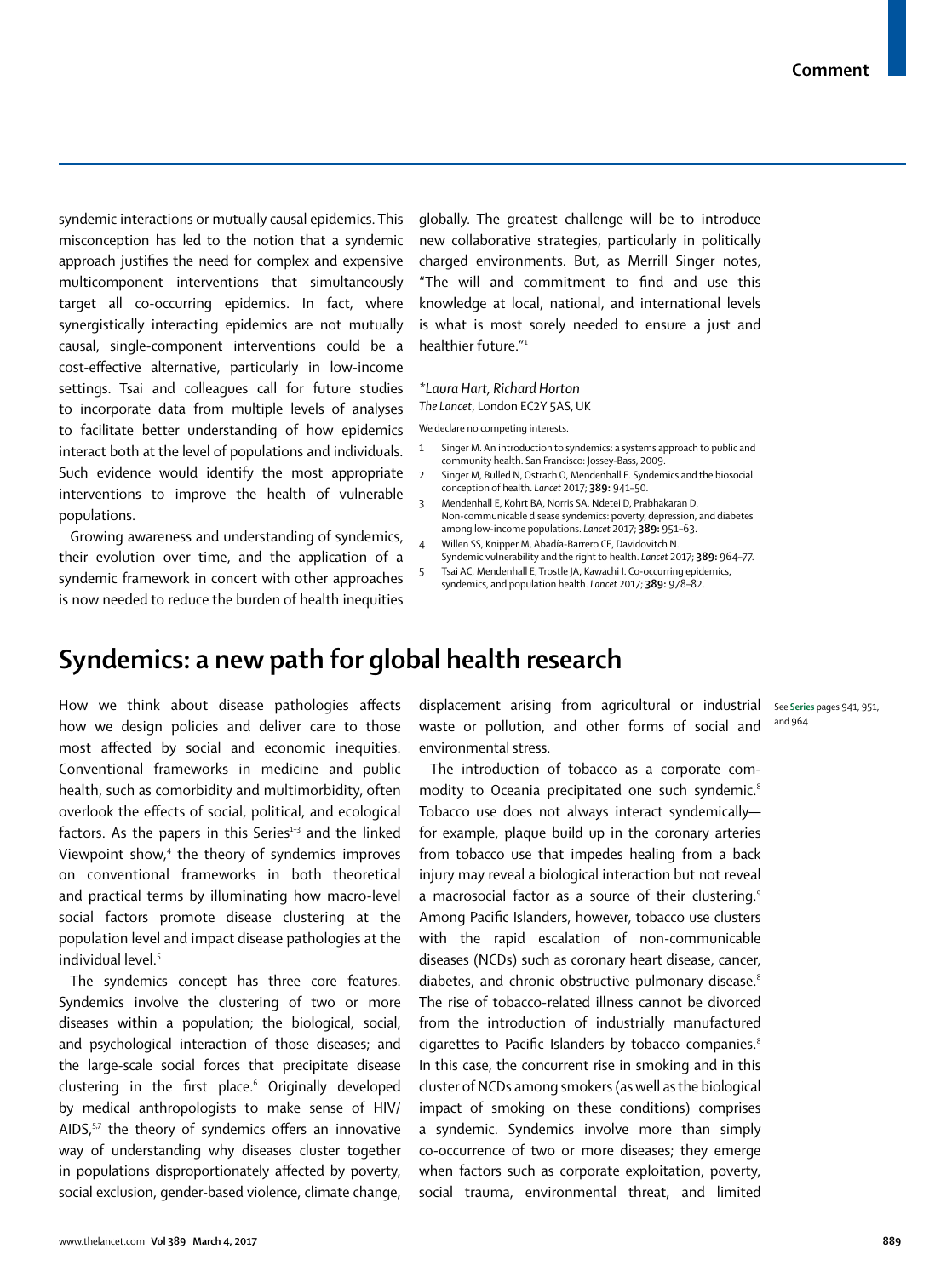syndemic interactions or mutually causal epidemics. This misconception has led to the notion that a syndemic approach justifies the need for complex and expensive multicomponent interventions that simultaneously target all co-occurring epidemics. In fact, where synergistically interacting epidemics are not mutually causal, single-component interventions could be a cost-effective alternative, particularly in low-income settings. Tsai and colleagues call for future studies to incorporate data from multiple levels of analyses to facilitate better understanding of how epidemics interact both at the level of populations and individuals. Such evidence would identify the most appropriate interventions to improve the health of vulnerable populations.

Growing awareness and understanding of syndemics, their evolution over time, and the application of a syndemic framework in concert with other approaches is now needed to reduce the burden of health inequities globally. The greatest challenge will be to introduce new collaborative strategies, particularly in politically charged environments. But, as Merrill Singer notes, "The will and commitment to find and use this knowledge at local, national, and international levels is what is most sorely needed to ensure a just and healthier future."[1]

*\*Laura Hart, Richard Horton*
*The Lancet*, London EC2Y 5AS, UK

We declare no competing interests.

1. Singer M. An introduction to syndemics: a systems approach to public and community health. San Francisco: Jossey-Bass, 2009.
2. Singer M, Bulled N, Ostrach O, Mendenhall E. Syndemics and the biosocial conception of health. *Lancet* 2017; **389:** 941–50.
3. Mendenhall E, Kohrt BA, Norris SA, Ndetei D, Prabhakaran D. Non-communicable disease syndemics: poverty, depression, and diabetes among low-income populations. *Lancet* 2017; **389:** 951–63.
4. Willen SS, Knipper M, Abadía-Barrero CE, Davidovitch N. Syndemic vulnerability and the right to health. *Lancet* 2017; **389:** 964–77.
5. Tsai AC, Mendenhall E, Trostle JA, Kawachi I. Co-occurring epidemics, syndemics, and population health. *Lancet* 2017; **389:** 978–82.

# Syndemics: a new path for global health research

How we think about disease pathologies affects how we design policies and deliver care to those most affected by social and economic inequities. Conventional frameworks in medicine and public health, such as comorbidity and multimorbidity, often overlook the effects of social, political, and ecological factors. As the papers in this Series[1–3] and the linked Viewpoint show,[4] the theory of syndemics improves on conventional frameworks in both theoretical and practical terms by illuminating how macro-level social factors promote disease clustering at the population level and impact disease pathologies at the individual level.[5]

The syndemics concept has three core features. Syndemics involve the clustering of two or more diseases within a population; the biological, social, and psychological interaction of those diseases; and the large-scale social forces that precipitate disease clustering in the first place.[6] Originally developed by medical anthropologists to make sense of HIV/AIDS,[5,7] the theory of syndemics offers an innovative way of understanding why diseases cluster together in populations disproportionately affected by poverty, social exclusion, gender-based violence, climate change, displacement arising from agricultural or industrial waste or pollution, and other forms of social and environmental stress.

See **Series** pages 941, 951, and 964

The introduction of tobacco as a corporate commodity to Oceania precipitated one such syndemic.[8] Tobacco use does not always interact syndemically—for example, plaque build up in the coronary arteries from tobacco use that impedes healing from a back injury may reveal a biological interaction but not reveal a macrosocial factor as a source of their clustering.[9] Among Pacific Islanders, however, tobacco use clusters with the rapid escalation of non-communicable diseases (NCDs) such as coronary heart disease, cancer, diabetes, and chronic obstructive pulmonary disease.[8] The rise of tobacco-related illness cannot be divorced from the introduction of industrially manufactured cigarettes to Pacific Islanders by tobacco companies.[8] In this case, the concurrent rise in smoking and in this cluster of NCDs among smokers (as well as the biological impact of smoking on these conditions) comprises a syndemic. Syndemics involve more than simply co-occurrence of two or more diseases; they emerge when factors such as corporate exploitation, poverty, social trauma, environmental threat, and limited